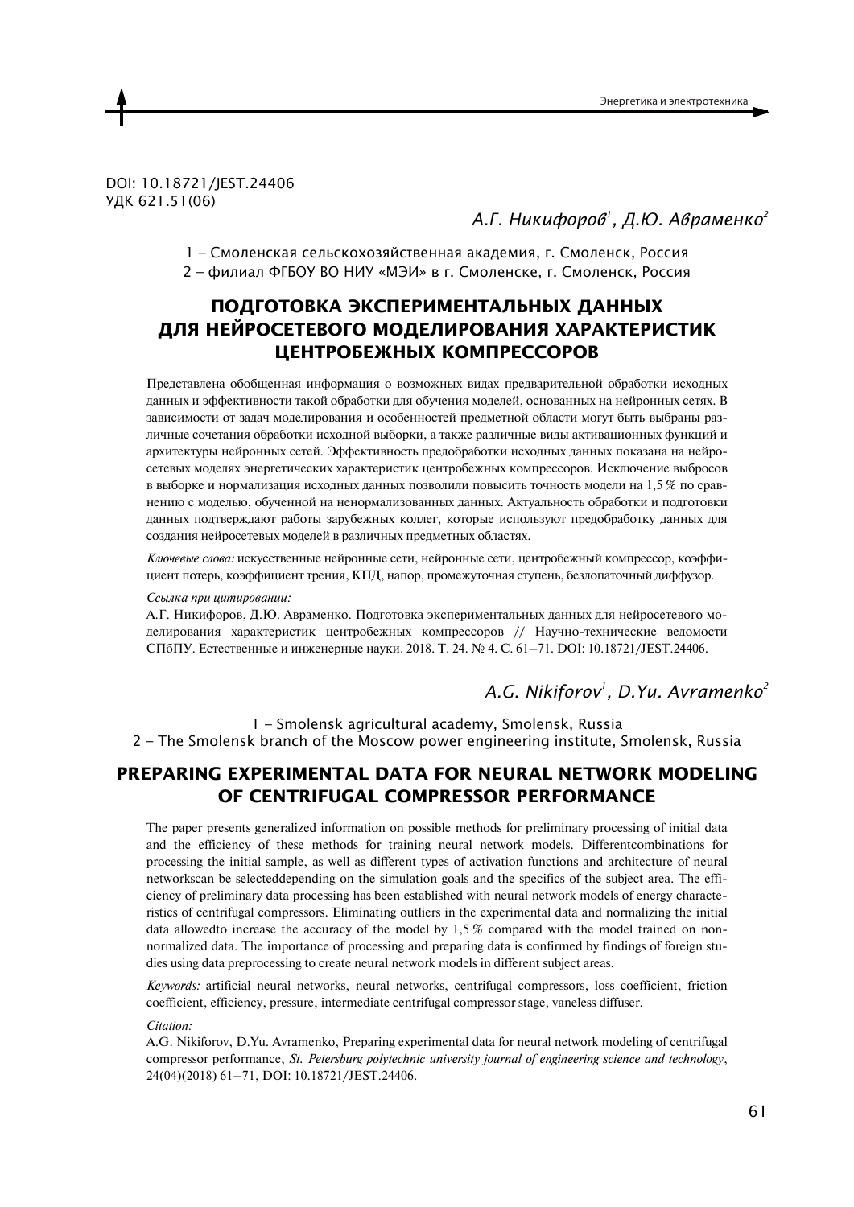DOI: 10.18721/JEST.24406
УДК 621.51(06)

*А.Г. Никифоров*[1], *Д.Ю. Авраменко*[2]

1 – Смоленская сельскохозяйственная академия, г. Смоленск, Россия
2 – филиал ФГБОУ ВО НИУ «МЭИ» в г. Смоленске, г. Смоленск, Россия

# ПОДГОТОВКА ЭКСПЕРИМЕНТАЛЬНЫХ ДАННЫХ ДЛЯ НЕЙРОСЕТЕВОГО МОДЕЛИРОВАНИЯ ХАРАКТЕРИСТИК ЦЕНТРОБЕЖНЫХ КОМПРЕССОРОВ

Представлена обобщенная информация о возможных видах предварительной обработки исходных данных и эффективности такой обработки для обучения моделей, основанных на нейронных сетях. В зависимости от задач моделирования и особенностей предметной области могут быть выбраны различные сочетания обработки исходной выборки, а также различные виды активационных функций и архитектуры нейронных сетей. Эффективность предобработки исходных данных показана на нейросетевых моделях энергетических характеристик центробежных компрессоров. Исключение выбросов в выборке и нормализация исходных данных позволили повысить точность модели на 1,5 % по сравнению с моделью, обученной на ненормализованных данных. Актуальность обработки и подготовки данных подтверждают работы зарубежных коллег, которые используют предобработку данных для создания нейросетевых моделей в различных предметных областях.

*Ключевые слова:* искусственные нейронные сети, нейронные сети, центробежный компрессор, коэффициент потерь, коэффициент трения, КПД, напор, промежуточная ступень, безлопаточный диффузор.

*Ссылка при цитировании:*
А.Г. Никифоров, Д.Ю. Авраменко. Подготовка экспериментальных данных для нейросетевого моделирования характеристик центробежных компрессоров // Научно-технические ведомости СПбПУ. Естественные и инженерные науки. 2018. Т. 24. № 4. С. 61–71. DOI: 10.18721/JEST.24406.

*A.G. Nikiforov*[1], *D.Yu. Avramenko*[2]

1 – Smolensk agricultural academy, Smolensk, Russia
2 – The Smolensk branch of the Moscow power engineering institute, Smolensk, Russia

# PREPARING EXPERIMENTAL DATA FOR NEURAL NETWORK MODELING OF CENTRIFUGAL COMPRESSOR PERFORMANCE

The paper presents generalized information on possible methods for preliminary processing of initial data and the efficiency of these methods for training neural network models. Differentcombinations for processing the initial sample, as well as different types of activation functions and architecture of neural networkscan be selecteddepending on the simulation goals and the specifics of the subject area. The efficiency of preliminary data processing has been established with neural network models of energy characteristics of centrifugal compressors. Eliminating outliers in the experimental data and normalizing the initial data allowedto increase the accuracy of the model by 1,5 % compared with the model trained on non-normalized data. The importance of processing and preparing data is confirmed by findings of foreign studies using data preprocessing to create neural network models in different subject areas.

*Keywords:* artificial neural networks, neural networks, centrifugal compressors, loss coefficient, friction coefficient, efficiency, pressure, intermediate centrifugal compressor stage, vaneless diffuser.

*Citation:*
A.G. Nikiforov, D.Yu. Avramenko, Preparing experimental data for neural network modeling of centrifugal compressor performance, *St. Petersburg polytechnic university journal of engineering science and technology*, 24(04)(2018) 61–71, DOI: 10.18721/JEST.24406.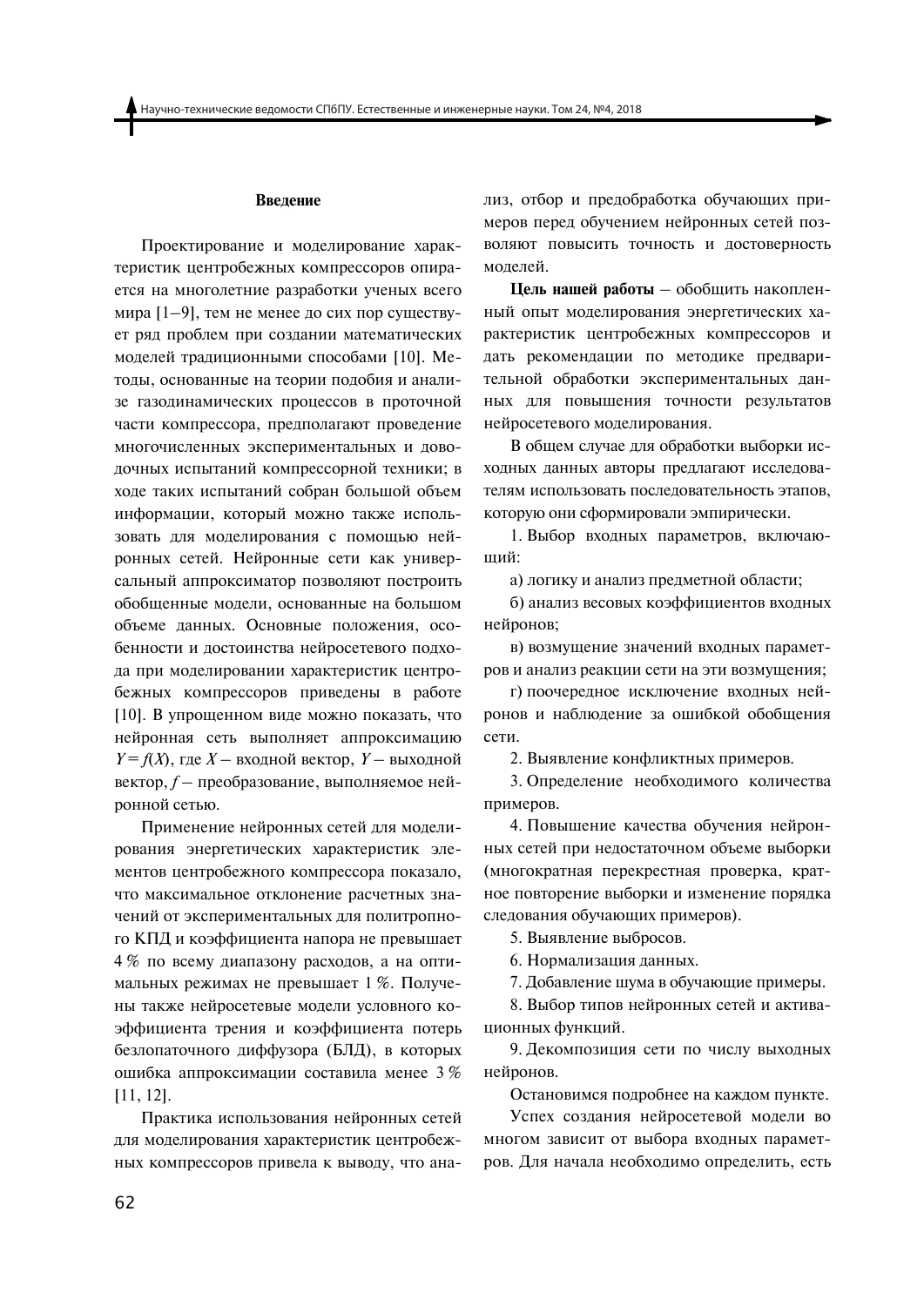## Введение

Проектирование и моделирование характеристик центробежных компрессоров опирается на многолетние разработки ученых всего мира [1–9], тем не менее до сих пор существует ряд проблем при создании математических моделей традиционными способами [10]. Методы, основанные на теории подобия и анализе газодинамических процессов в проточной части компрессора, предполагают проведение многочисленных экспериментальных и доводочных испытаний компрессорной техники; в ходе таких испытаний собран большой объем информации, который можно также использовать для моделирования с помощью нейронных сетей. Нейронные сети как универсальный аппроксиматор позволяют построить обобщенные модели, основанные на большом объеме данных. Основные положения, особенности и достоинства нейросетевого подхода при моделировании характеристик центробежных компрессоров приведены в работе [10]. В упрощенном виде можно показать, что нейронная сеть выполняет аппроксимацию $Y = f(X)$, где $X$ – входной вектор, $Y$ – выходной вектор, $f$ – преобразование, выполняемое нейронной сетью.

Применение нейронных сетей для моделирования энергетических характеристик элементов центробежного компрессора показало, что максимальное отклонение расчетных значений от экспериментальных для политропного КПД и коэффициента напора не превышает 4 % по всему диапазону расходов, а на оптимальных режимах не превышает 1 %. Получены также нейросетевые модели условного коэффициента трения и коэффициента потерь безлопаточного диффузора (БЛД), в которых ошибка аппроксимации составила менее 3 % [11, 12].

Практика использования нейронных сетей для моделирования характеристик центробежных компрессоров привела к выводу, что анализ, отбор и предобработка обучающих примеров перед обучением нейронных сетей позволяют повысить точность и достоверность моделей.

**Цель нашей работы** – обобщить накопленный опыт моделирования энергетических характеристик центробежных компрессоров и дать рекомендации по методике предварительной обработки экспериментальных данных для повышения точности результатов нейросетевого моделирования.

В общем случае для обработки выборки исходных данных авторы предлагают исследователям использовать последовательность этапов, которую они сформировали эмпирически.

1. Выбор входных параметров, включающий:

а) логику и анализ предметной области;

б) анализ весовых коэффициентов входных нейронов;

в) возмущение значений входных параметров и анализ реакции сети на эти возмущения;

г) поочередное исключение входных нейронов и наблюдение за ошибкой обобщения сети.

2. Выявление конфликтных примеров.

3. Определение необходимого количества примеров.

4. Повышение качества обучения нейронных сетей при недостаточном объеме выборки (многократная перекрестная проверка, кратное повторение выборки и изменение порядка следования обучающих примеров).

5. Выявление выбросов.

6. Нормализация данных.

7. Добавление шума в обучающие примеры.

8. Выбор типов нейронных сетей и активационных функций.

9. Декомпозиция сети по числу выходных нейронов.

Остановимся подробнее на каждом пункте.

Успех создания нейросетевой модели во многом зависит от выбора входных параметров. Для начала необходимо определить, есть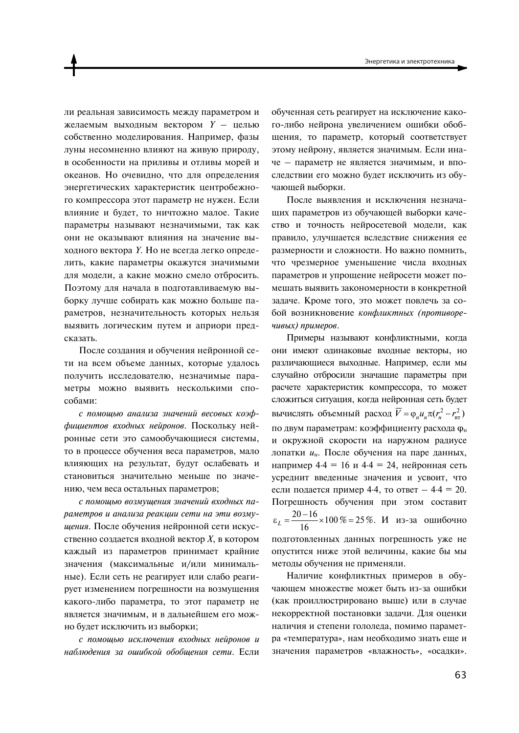ли реальная зависимость между параметром и желаемым выходным вектором $Y$ – целью собственно моделирования. Например, фазы луны несомненно влияют на живую природу, в особенности на приливы и отливы морей и океанов. Но очевидно, что для определения энергетических характеристик центробежного компрессора этот параметр не нужен. Если влияние и будет, то ничтожно малое. Такие параметры называют незначимыми, так как они не оказывают влияния на значение выходного вектора $Y$. Но не всегда легко определить, какие параметры окажутся значимыми для модели, а какие можно смело отбросить. Поэтому для начала в подготавливаемую выборку лучше собирать как можно больше параметров, незначительность которых нельзя выявить логическим путем и априори предсказать.

После создания и обучения нейронной сети на всем объеме данных, которые удалось получить исследователю, незначимые параметры можно выявить несколькими способами:

*с помощью анализа значений весовых коэффициентов входных нейронов*. Поскольку нейронные сети это самообучающиеся системы, то в процессе обучения веса параметров, мало влияющих на результат, будут ослабевать и становиться значительно меньше по значению, чем веса остальных параметров;

*с помощью возмущения значений входных параметров и анализа реакции сети на эти возмущения*. После обучения нейронной сети искусственно создается входной вектор $X$, в котором каждый из параметров принимает крайние значения (максимальные и/или минимальные). Если сеть не реагирует или слабо реагирует изменением погрешности на возмущения какого-либо параметра, то этот параметр не является значимым, и в дальнейшем его можно будет исключить из выборки;

*с помощью исключения входных нейронов и наблюдения за ошибкой обобщения сети*. Если обученная сеть реагирует на исключение какого-либо нейрона увеличением ошибки обобщения, то параметр, который соответствует этому нейрону, является значимым. Если иначе – параметр не является значимым, и впоследствии его можно будет исключить из обучающей выборки.

После выявления и исключения незначащих параметров из обучающей выборки качество и точность нейросетевой модели, как правило, улучшается вследствие снижения ее размерности и сложности. Но важно помнить, что чрезмерное уменьшение числа входных параметров и упрощение нейросети может помешать выявить закономерности в конкретной задаче. Кроме того, это может повлечь за собой возникновение *конфликтных (противоречивых) примеров*.

Примеры называют конфликтными, когда они имеют одинаковые входные векторы, но различающиеся выходные. Например, если мы случайно отбросили значащие параметры при расчете характеристик компрессора, то может сложиться ситуация, когда нейронная сеть будет вычислять объемный расход $\overline{V} = \varphi_н u_н \pi (r_н^2 - r_{вт}^2)$ по двум параметрам: коэффициенту расхода $\varphi_н$ и окружной скорости на наружном радиусе лопатки $u_н$. После обучения на паре данных, например 4·4 = 16 и 4·4 = 24, нейронная сеть усреднит введенные значения и усвоит, что если подается пример 4·4, то ответ – 4·4 = 20. Погрешность обучения при этом составит $\varepsilon_L = \frac{20-16}{16} \times 100\,\% = 25\,\%$. И из-за ошибочно подготовленных данных погрешность уже не опустится ниже этой величины, какие бы мы методы обучения не применяли.

Наличие конфликтных примеров в обучающем множестве может быть из-за ошибки (как проиллюстрировано выше) или в случае некорректной постановки задачи. Для оценки наличия и степени гололеда, помимо параметра «температура», нам необходимо знать еще и значения параметров «влажность», «осадки».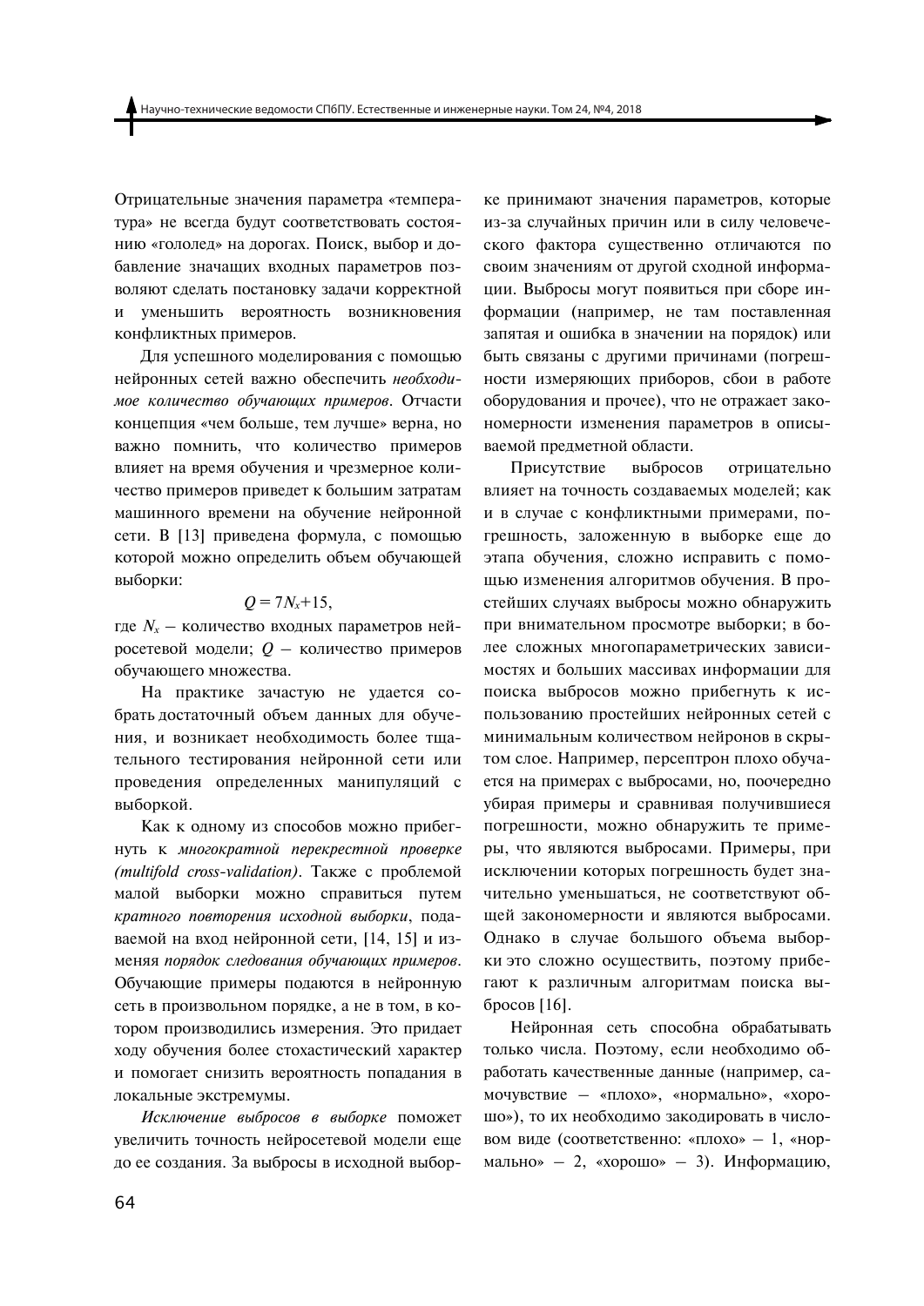Отрицательные значения параметра «температура» не всегда будут соответствовать состоянию «гололед» на дорогах. Поиск, выбор и добавление значащих входных параметров позволяют сделать постановку задачи корректной и уменьшить вероятность возникновения конфликтных примеров.

Для успешного моделирования с помощью нейронных сетей важно обеспечить *необходимое количество обучающих примеров*. Отчасти концепция «чем больше, тем лучше» верна, но важно помнить, что количество примеров влияет на время обучения и чрезмерное количество примеров приведет к большим затратам машинного времени на обучение нейронной сети. В [13] приведена формула, с помощью которой можно определить объем обучающей выборки:

$$Q = 7N_x + 15,$$

где $N_x$ – количество входных параметров нейросетевой модели; $Q$ – количество примеров обучающего множества.

На практике зачастую не удается собрать достаточный объем данных для обучения, и возникает необходимость более тщательного тестирования нейронной сети или проведения определенных манипуляций с выборкой.

Как к одному из способов можно прибегнуть к *многократной перекрестной проверке (multifold cross-validation)*. Также с проблемой малой выборки можно справиться путем *кратного повторения исходной выборки*, подаваемой на вход нейронной сети, [14, 15] и изменяя *порядок следования обучающих примеров*. Обучающие примеры подаются в нейронную сеть в произвольном порядке, а не в том, в котором производились измерения. Это придает ходу обучения более стохастический характер и помогает снизить вероятность попадания в локальные экстремумы.

*Исключение выбросов в выборке* поможет увеличить точность нейросетевой модели еще до ее создания. За выбросы в исходной выборке принимают значения параметров, которые из-за случайных причин или в силу человеческого фактора существенно отличаются по своим значениям от другой сходной информации. Выбросы могут появиться при сборе информации (например, не там поставленная запятая и ошибка в значении на порядок) или быть связаны с другими причинами (погрешности измеряющих приборов, сбои в работе оборудования и прочее), что не отражает закономерности изменения параметров в описываемой предметной области.

Присутствие выбросов отрицательно влияет на точность создаваемых моделей; как и в случае с конфликтными примерами, погрешность, заложенную в выборке еще до этапа обучения, сложно исправить с помощью изменения алгоритмов обучения. В простейших случаях выбросы можно обнаружить при внимательном просмотре выборки; в более сложных многопараметрических зависимостях и больших массивах информации для поиска выбросов можно прибегнуть к использованию простейших нейронных сетей с минимальным количеством нейронов в скрытом слое. Например, персептрон плохо обучается на примерах с выбросами, но, поочередно убирая примеры и сравнивая получившиеся погрешности, можно обнаружить те примеры, что являются выбросами. Примеры, при исключении которых погрешность будет значительно уменьшаться, не соответствуют общей закономерности и являются выбросами. Однако в случае большого объема выборки это сложно осуществить, поэтому прибегают к различным алгоритмам поиска выбросов [16].

Нейронная сеть способна обрабатывать только числа. Поэтому, если необходимо обработать качественные данные (например, самочувствие – «плохо», «нормально», «хорошо»), то их необходимо закодировать в числовом виде (соответственно: «плохо» – 1, «нормально» – 2, «хорошо» – 3). Информацию,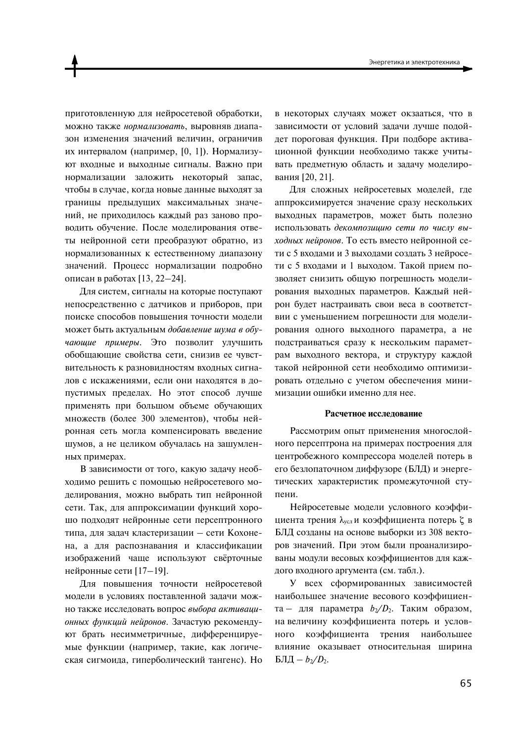приготовленную для нейросетевой обработки, можно также *нормализовать*, выровняв диапазон изменения значений величин, ограничив их интервалом (например, [0, 1]). Нормализуют входные и выходные сигналы. Важно при нормализации заложить некоторый запас, чтобы в случае, когда новые данные выходят за границы предыдущих максимальных значений, не приходилось каждый раз заново проводить обучение. После моделирования ответы нейронной сети преобразуют обратно, из нормализованных к естественному диапазону значений. Процесс нормализации подробно описан в работах [13, 22–24].

Для систем, сигналы на которые поступают непосредственно с датчиков и приборов, при поиске способов повышения точности модели может быть актуальным *добавление шума в обучающие примеры*. Это позволит улучшить обобщающие свойства сети, снизив ее чувствительность к разновидностям входных сигналов с искажениями, если они находятся в допустимых пределах. Но этот способ лучше применять при большом объеме обучающих множеств (более 300 элементов), чтобы нейронная сеть могла компенсировать введение шумов, а не целиком обучалась на зашумленных примерах.

В зависимости от того, какую задачу необходимо решить с помощью нейросетевого моделирования, можно выбрать тип нейронной сети. Так, для аппроксимации функций хорошо подходят нейронные сети персептронного типа, для задач кластеризации – сети Кохонена, а для распознавания и классификации изображений чаще используют свёрточные нейронные сети [17–19].

Для повышения точности нейросетевой модели в условиях поставленной задачи можно также исследовать вопрос *выбора активационных функций нейронов*. Зачастую рекомендуют брать несимметричные, дифференцируемые функции (например, такие, как логическая сигмоида, гиперболический тангенс). Но в некоторых случаях может окзааться, что в зависимости от условий задачи лучше подойдет пороговая функция. При подборе активационной функции необходимо также учитывать предметную область и задачу моделирования [20, 21].

Для сложных нейросетевых моделей, где аппроксимируется значение сразу нескольких выходных параметров, может быть полезно использовать *декомпозицию сети по числу выходных нейронов*. То есть вместо нейронной сети с 5 входами и 3 выходами создать 3 нейросети с 5 входами и 1 выходом. Такой прием позволяет снизить общую погрешность моделирования выходных параметров. Каждый нейрон будет настраивать свои веса в соответствии с уменьшением погрешности для моделирования одного выходного параметра, а не подстраиваться сразу к нескольким параметрам выходного вектора, и структуру каждой такой нейронной сети необходимо оптимизировать отдельно с учетом обеспечения минимизации ошибки именно для нее.

### Расчетное исследование

Рассмотрим опыт применения многослойного персептрона на примерах построения для центробежного компрессора моделей потерь в его безлопаточном диффузоре (БЛД) и энергетических характеристик промежуточной ступени.

Нейросетевые модели условного коэффициента трения $\lambda_{усл}$ и коэффициента потерь $\zeta$ в БЛД созданы на основе выборки из 308 векторов значений. При этом были проанализированы модули весовых коэффициентов для каждого входного аргумента (см. табл.).

У всех сформированных зависимостей наибольшее значение весового коэффициента – для параметра $b_2/D_2$. Таким образом, на величину коэффициента потерь и условного коэффициента трения наибольшее влияние оказывает относительная ширина БЛД – $b_2/D_2$.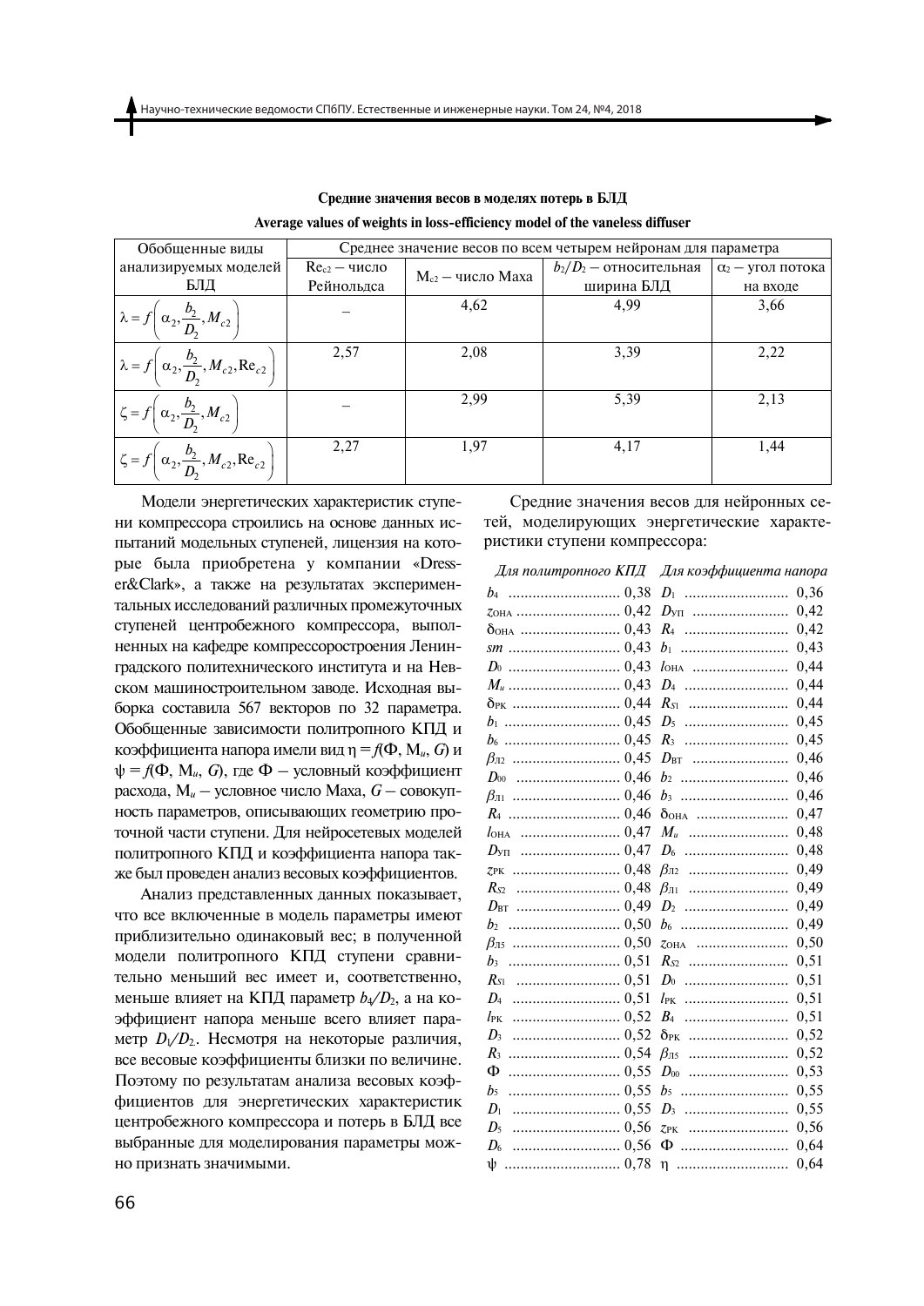**Средние значения весов в моделях потерь в БЛД**

**Average values of weights in loss-efficiency model of the vaneless diffuser**

| Обобщенные виды анализируемых моделей БЛД | Среднее значение весов по всем четырем нейронам для параметра | | | |
|---|---|---|---|---|
| | $Re_{c2}$ – число Рейнольдса | $M_{c2}$ – число Маха | $b_2/D_2$ – относительная ширина БЛД | $\alpha_2$ – угол потока на входе |
| $\lambda = f\left(\alpha_2, \frac{b_2}{D_2}, M_{c2}\right)$ | – | 4,62 | 4,99 | 3,66 |
| $\lambda = f\left(\alpha_2, \frac{b_2}{D_2}, M_{c2}, \mathrm{Re}_{c2}\right)$ | 2,57 | 2,08 | 3,39 | 2,22 |
| $\zeta = f\left(\alpha_2, \frac{b_2}{D_2}, M_{c2}\right)$ | – | 2,99 | 5,39 | 2,13 |
| $\zeta = f\left(\alpha_2, \frac{b_2}{D_2}, M_{c2}, \mathrm{Re}_{c2}\right)$ | 2,27 | 1,97 | 4,17 | 1,44 |

Модели энергетических характеристик ступени компрессора строились на основе данных испытаний модельных ступеней, лицензия на которые была приобретена у компании «Dresser&Clark», а также на результатах экспериментальных исследований различных промежуточных ступеней центробежного компрессора, выполненных на кафедре компрессоростроения Ленинградского политехнического института и на Невском машиностроительном заводе. Исходная выборка составила 567 векторов по 32 параметра. Обобщенные зависимости политропного КПД и коэффициента напора имели вид $\eta = f(\Phi, \mathrm{M}_u, G)$ и $\psi = f(\Phi, \mathrm{M}_u, G)$, где $\Phi$ – условный коэффициент расхода, $\mathrm{M}_u$ – условное число Маха, $G$ – совокупность параметров, описывающих геометрию проточной части ступени. Для нейросетевых моделей политропного КПД и коэффициента напора также был проведен анализ весовых коэффициентов.

Анализ представленных данных показывает, что все включенные в модель параметры имеют приблизительно одинаковый вес; в полученной модели политропного КПД ступени сравнительно меньший вес имеет и, соответственно, меньше влияет на КПД параметр $b_4/D_2$, а на коэффициент напора меньше всего влияет параметр $D_1/D_2$. Несмотря на некоторые различия, все весовые коэффициенты близки по величине. Поэтому по результатам анализа весовых коэффициентов для энергетических характеристик центробежного компрессора и потерь в БЛД все выбранные для моделирования параметры можно признать значимыми.

Средние значения весов для нейронных сетей, моделирующих энергетические характеристики ступени компрессора:

| *Для политропного КПД* | | *Для коэффициента напора* | |
|---|---|---|---|
| $b_4$ | 0,38 | $D_1$ | 0,36 |
| $z_{\text{ОНА}}$ | 0,42 | $D_{\text{УП}}$ | 0,42 |
| $\delta_{\text{ОНА}}$ | 0,43 | $R_4$ | 0,42 |
| $sm$ | 0,43 | $b_1$ | 0,43 |
| $D_0$ | 0,43 | $l_{\text{ОНА}}$ | 0,44 |
| $M_u$ | 0,43 | $D_4$ | 0,44 |
| $\delta_{\text{РК}}$ | 0,44 | $R_{S1}$ | 0,44 |
| $b_1$ | 0,45 | $D_5$ | 0,45 |
| $b_6$ | 0,45 | $R_3$ | 0,45 |
| $\beta_{\text{Л2}}$ | 0,45 | $D_{\text{ВТ}}$ | 0,46 |
| $D_{00}$ | 0,46 | $b_2$ | 0,46 |
| $\beta_{\text{Л1}}$ | 0,46 | $b_3$ | 0,46 |
| $R_4$ | 0,46 | $\delta_{\text{ОНА}}$ | 0,47 |
| $l_{\text{ОНА}}$ | 0,47 | $M_u$ | 0,48 |
| $D_{\text{УП}}$ | 0,47 | $D_6$ | 0,48 |
| $z_{\text{РК}}$ | 0,48 | $\beta_{\text{Л2}}$ | 0,49 |
| $R_{S2}$ | 0,48 | $\beta_{\text{Л1}}$ | 0,49 |
| $D_{\text{ВТ}}$ | 0,49 | $D_2$ | 0,49 |
| $b_2$ | 0,50 | $b_6$ | 0,49 |
| $\beta_{\text{Л5}}$ | 0,50 | $z_{\text{ОНА}}$ | 0,50 |
| $b_3$ | 0,51 | $R_{S2}$ | 0,51 |
| $R_{S1}$ | 0,51 | $D_0$ | 0,51 |
| $D_4$ | 0,51 | $l_{\text{РК}}$ | 0,51 |
| $l_{\text{РК}}$ | 0,52 | $B_4$ | 0,51 |
| $D_3$ | 0,52 | $\delta_{\text{РК}}$ | 0,52 |
| $R_3$ | 0,54 | $\beta_{\text{Л5}}$ | 0,52 |
| $\Phi$ | 0,55 | $D_{00}$ | 0,53 |
| $b_5$ | 0,55 | $b_5$ | 0,55 |
| $D_1$ | 0,55 | $D_3$ | 0,55 |
| $D_5$ | 0,56 | $z_{\text{РК}}$ | 0,56 |
| $D_6$ | 0,56 | $\Phi$ | 0,64 |
| $\psi$ | 0,78 | $\eta$ | 0,64 |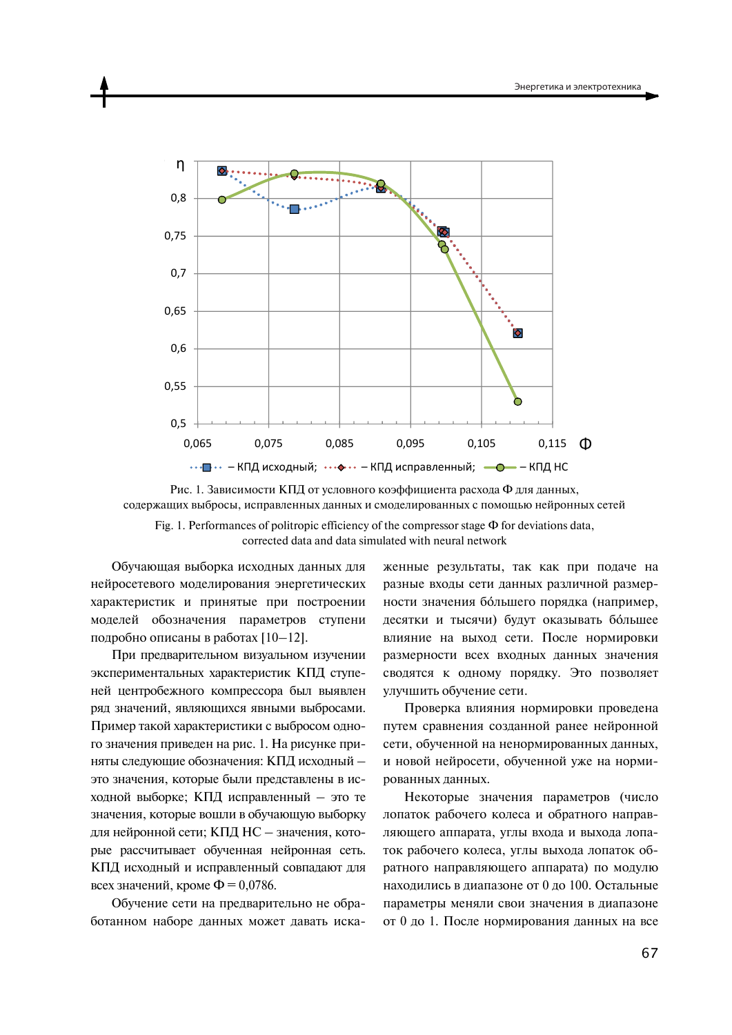Рис. 1. Зависимости КПД от условного коэффициента расхода Φ для данных, содержащих выбросы, исправленных данных и смоделированных с помощью нейронных сетей

Fig. 1. Performances of politropic efficiency of the compressor stage Φ for deviations data, corrected data and data simulated with neural network

Обучающая выборка исходных данных для нейросетевого моделирования энергетических характеристик и принятые при построении моделей обозначения параметров ступени подробно описаны в работах [10–12].

При предварительном визуальном изучении экспериментальных характеристик КПД ступеней центробежного компрессора был выявлен ряд значений, являющихся явными выбросами. Пример такой характеристики с выбросом одного значения приведен на рис. 1. На рисунке приняты следующие обозначения: КПД исходный – это значения, которые были представлены в исходной выборке; КПД исправленный – это те значения, которые вошли в обучающую выборку для нейронной сети; КПД НС – значения, которые рассчитывает обученная нейронная сеть. КПД исходный и исправленный совпадают для всех значений, кроме Φ = 0,0786.

Обучение сети на предварительно не обработанном наборе данных может давать искаженные результаты, так как при подаче на разные входы сети данных различной размерности значения бóльшего порядка (например, десятки и тысячи) будут оказывать бóльшее влияние на выход сети. После нормировки размерности всех входных данных значения сводятся к одному порядку. Это позволяет улучшить обучение сети.

Проверка влияния нормировки проведена путем сравнения созданной ранее нейронной сети, обученной на ненормированных данных, и новой нейросети, обученной уже на нормированных данных.

Некоторые значения параметров (число лопаток рабочего колеса и обратного направляющего аппарата, углы входа и выхода лопаток рабочего колеса, углы выхода лопаток обратного направляющего аппарата) по модулю находились в диапазоне от 0 до 100. Остальные параметры меняли свои значения в диапазоне от 0 до 1. После нормирования данных на все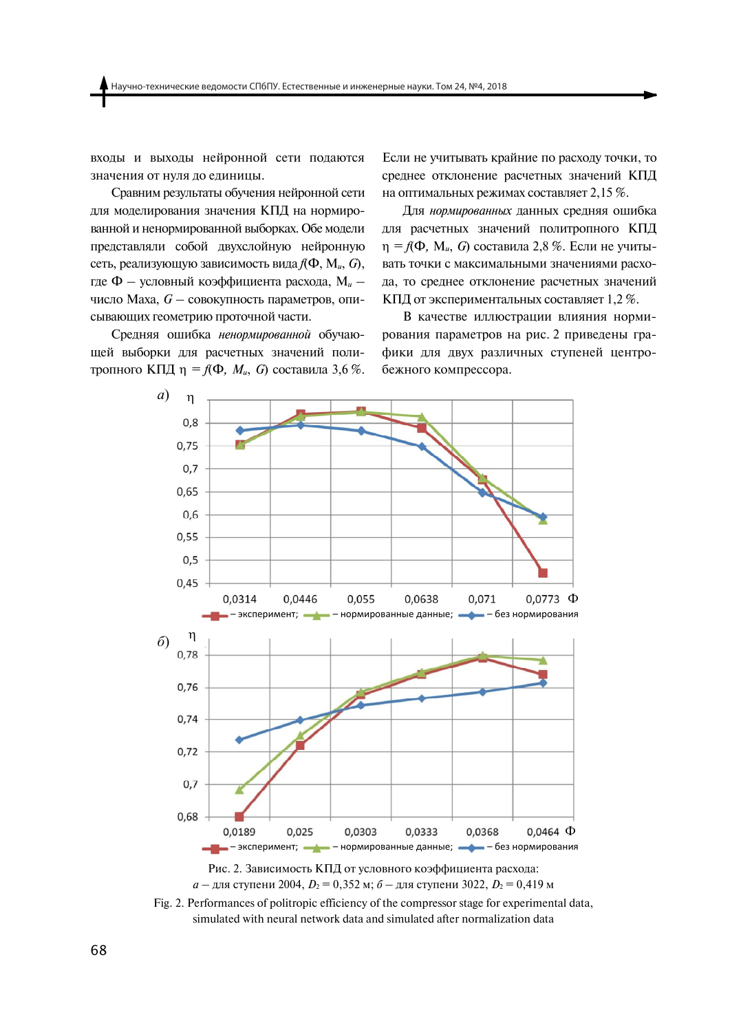входы и выходы нейронной сети подаются значения от нуля до единицы.

Сравним результаты обучения нейронной сети для моделирования значения КПД на нормированной и ненормированной выборках. Обе модели представляли собой двухслойную нейронную сеть, реализующую зависимость вида $f(\Phi, \mathrm{M}_u, G)$, где $\Phi$ — условный коэффициента расхода, $\mathrm{M}_u$ — число Маха, $G$ — совокупность параметров, описывающих геометрию проточной части.

Средняя ошибка *ненормированной* обучающей выборки для расчетных значений политропного КПД $\eta = f(\Phi, M_u, G)$ составила 3,6 %. Если не учитывать крайние по расходу точки, то среднее отклонение расчетных значений КПД на оптимальных режимах составляет 2,15 %.

Для *нормированных* данных средняя ошибка для расчетных значений политропного КПД $\eta = f(\Phi, \mathrm{M}_u, G)$ составила 2,8 %. Если не учитывать точки с максимальными значениями расхода, то среднее отклонение расчетных значений КПД от экспериментальных составляет 1,2 %.

В качестве иллюстрации влияния нормирования параметров на рис. 2 приведены графики для двух различных ступеней центробежного компрессора.

Рис. 2. Зависимость КПД от условного коэффициента расхода:
*а* – для ступени 2004, $D_2$ = 0,352 м; *б* – для ступени 3022, $D_2$ = 0,419 м

Fig. 2. Performances of politropic efficiency of the compressor stage for experimental data, simulated with neural network data and simulated after normalization data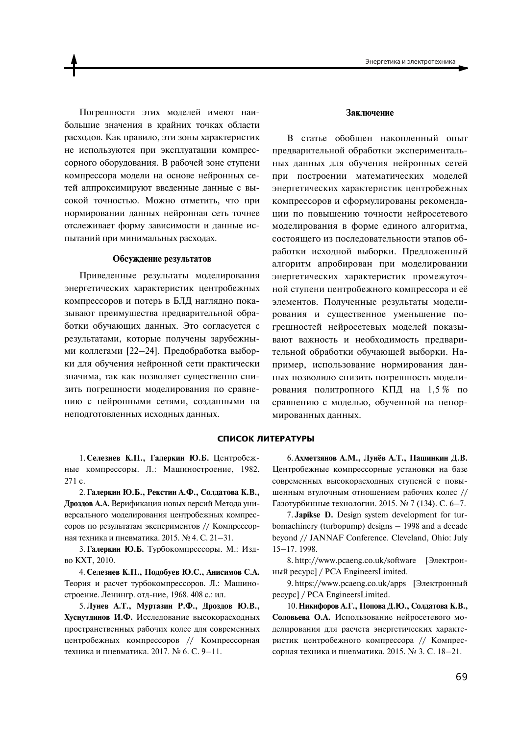Погрешности этих моделей имеют наибольшие значения в крайних точках области расходов. Как правило, эти зоны характеристик не используются при эксплуатации компрессорного оборудования. В рабочей зоне ступени компрессора модели на основе нейронных сетей аппроксимируют введенные данные с высокой точностью. Можно отметить, что при нормировании данных нейронная сеть точнее отслеживает форму зависимости и данные испытаний при минимальных расходах.

### Обсуждение результатов

Приведенные результаты моделирования энергетических характеристик центробежных компрессоров и потерь в БЛД наглядно показывают преимущества предварительной обработки обучающих данных. Это согласуется с результатами, которые получены зарубежными коллегами [22–24]. Предобработка выборки для обучения нейронной сети практически значима, так как позволяет существенно снизить погрешности моделирования по сравнению с нейронными сетями, созданными на неподготовленных исходных данных.

### Заключение

В статье обобщен накопленный опыт предварительной обработки экспериментальных данных для обучения нейронных сетей при построении математических моделей энергетических характеристик центробежных компрессоров и сформулированы рекомендации по повышению точности нейросетевого моделирования в форме единого алгоритма, состоящего из последовательности этапов обработки исходной выборки. Предложенный алгоритм апробирован при моделировании энергетических характеристик промежуточной ступени центробежного компрессора и её элементов. Полученные результаты моделирования и существенное уменьшение погрешностей нейросетевых моделей показывают важность и необходимость предварительной обработки обучающей выборки. Например, использование нормирования данных позволило снизить погрешность моделирования политропного КПД на 1,5 % по сравнению с моделью, обученной на ненормированных данных.

## СПИСОК ЛИТЕРАТУРЫ

1. **Селезнев К.П., Галеркин Ю.Б.** Центробежные компрессоры. Л.: Машиностроение, 1982. 271 с.

2. **Галеркин Ю.Б., Рекстин А.Ф., Солдатова К.В., Дроздов А.А.** Верификация новых версий Метода универсального моделирования центробежных компрессоров по результатам экспериментов // Компрессорная техника и пневматика. 2015. № 4. С. 21–31.

3. **Галеркин Ю.Б.** Турбокомпрессоры. М.: Изд-во КХТ, 2010.

4. **Селезнев К.П., Подобуев Ю.С., Анисимов С.А.** Теория и расчет турбокомпрессоров. Л.: Машиностроение. Ленингр. отд-ние, 1968. 408 с.: ил.

5. **Лунев А.Т., Муртазин Р.Ф., Дроздов Ю.В., Хуснутдинов И.Ф.** Исследование высокорасходных пространственных рабочих колес для современных центробежных компрессоров // Компрессорная техника и пневматика. 2017. № 6. С. 9–11.

6. **Ахметзянов А.М., Лунёв А.Т., Пашинкин Д.В.** Центробежные компрессорные установки на базе современных высокорасходных ступеней с повышенным втулочным отношением рабочих колес // Газотурбинные технологии. 2015. № 7 (134). С. 6–7.

7. **Japikse D.** Design system development for turbomachinery (turbopump) designs – 1998 and a decade beyond // JANNAF Conference. Cleveland, Ohio: July 15–17. 1998.

8. http://www.pcaeng.co.uk/software [Электронный ресурс] / PCA EngineersLimited.

9. https://www.pcaeng.co.uk/apps [Электронный ресурс] / PCA EngineersLimited.

10. **Никифоров А.Г., Попова Д.Ю., Солдатова К.В., Соловьева О.А.** Использование нейросетевого моделирования для расчета энергетических характеристик центробежного компрессора // Компрессорная техника и пневматика. 2015. № 3. С. 18–21.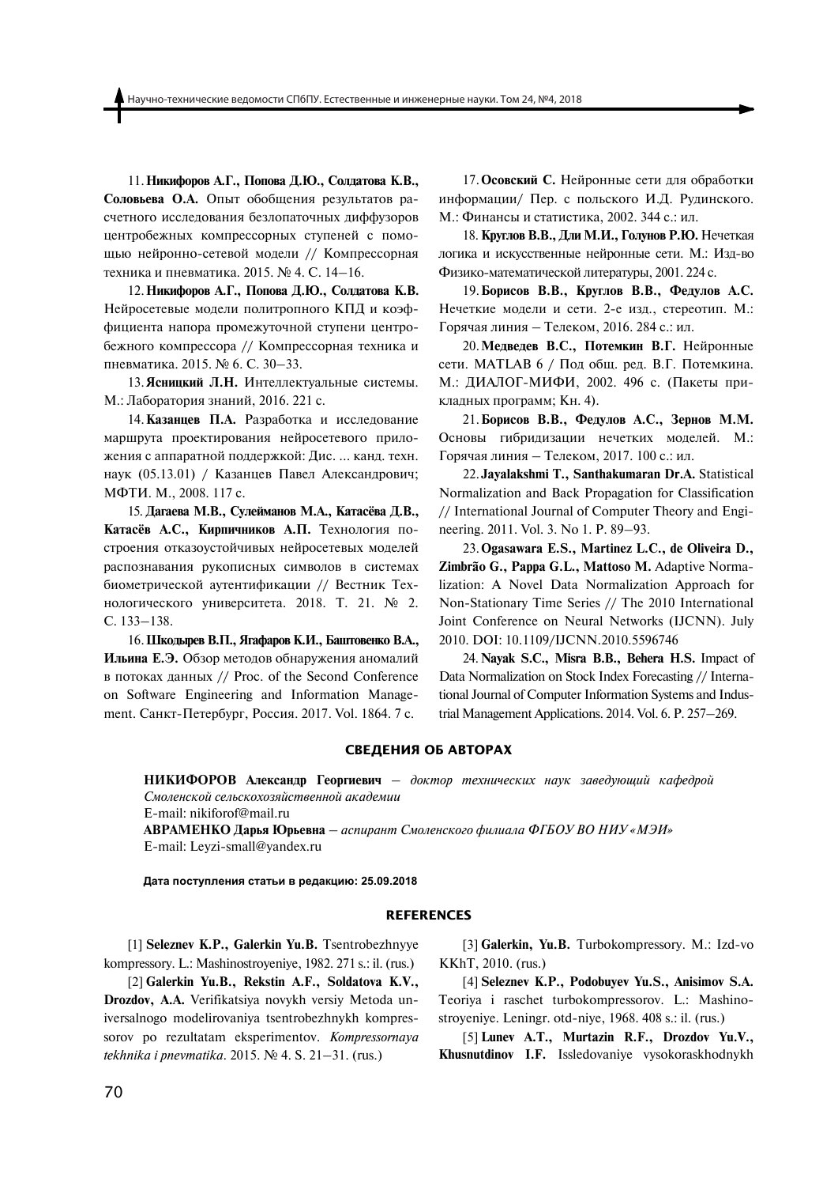11. **Никифоров А.Г., Попова Д.Ю., Солдатова К.В., Соловьева О.А.** Опыт обобщения результатов расчетного исследования безлопаточных диффузоров центробежных компрессорных ступеней с помощью нейронно-сетевой модели // Компрессорная техника и пневматика. 2015. № 4. С. 14–16.

12. **Никифоров А.Г., Попова Д.Ю., Солдатова К.В.** Нейросетевые модели политропного КПД и коэффициента напора промежуточной ступени центробежного компрессора // Компрессорная техника и пневматика. 2015. № 6. С. 30–33.

13. **Ясницкий Л.Н.** Интеллектуальные системы. М.: Лаборатория знаний, 2016. 221 с.

14. **Казанцев П.А.** Разработка и исследование маршрута проектирования нейросетевого приложения с аппаратной поддержкой: Дис. ... канд. техн. наук (05.13.01) / Казанцев Павел Александрович; МФТИ. М., 2008. 117 с.

15. **Дагаева М.В., Сулейманов М.А., Катасёва Д.В., Катасёв А.С., Кирпичников А.П.** Технология построения отказоустойчивых нейросетевых моделей распознавания рукописных символов в системах биометрической аутентификации // Вестник Технологического университета. 2018. Т. 21. № 2. С. 133–138.

16. **Шкодырев В.П., Ягафаров К.И., Баштовенко В.А., Ильина Е.Э.** Обзор методов обнаружения аномалий в потоках данных // Proc. of the Second Conference on Software Engineering and Information Management. Санкт-Петербург, Россия. 2017. Vol. 1864. 7 с.

17. **Осовский С.** Нейронные сети для обработки информации/ Пер. с польского И.Д. Рудинского. М.: Финансы и статистика, 2002. 344 с.: ил.

18. **Круглов В.В., Дли М.И., Голунов Р.Ю.** Нечеткая логика и искусственные нейронные сети. М.: Изд-во Физико-математической литературы, 2001. 224 с.

19. **Борисов В.В., Круглов В.В., Федулов А.С.** Нечеткие модели и сети. 2-е изд., стереотип. М.: Горячая линия – Телеком, 2016. 284 с.: ил.

20. **Медведев В.С., Потемкин В.Г.** Нейронные сети. MATLAB 6 / Под общ. ред. В.Г. Потемкина. М.: ДИАЛОГ-МИФИ, 2002. 496 с. (Пакеты прикладных программ; Кн. 4).

21. **Борисов В.В., Федулов А.С., Зернов М.М.** Основы гибридизации нечетких моделей. М.: Горячая линия – Телеком, 2017. 100 с.: ил.

22. **Jayalakshmi T., Santhakumaran Dr.A.** Statistical Normalization and Back Propagation for Classification // International Journal of Computer Theory and Engineering. 2011. Vol. 3. No 1. P. 89–93.

23. **Ogasawara E.S., Martinez L.C., de Oliveira D., Zimbrão G., Pappa G.L., Mattoso M.** Adaptive Normalization: A Novel Data Normalization Approach for Non-Stationary Time Series // The 2010 International Joint Conference on Neural Networks (IJCNN). July 2010. DOI: 10.1109/IJCNN.2010.5596746

24. **Nayak S.C., Misra B.B., Behera H.S.** Impact of Data Normalization on Stock Index Forecasting // International Journal of Computer Information Systems and Industrial Management Applications. 2014. Vol. 6. P. 257–269.

## СВЕДЕНИЯ ОБ АВТОРАХ

**НИКИФОРОВ Александр Георгиевич** – *доктор технических наук заведующий кафедрой Смоленской сельскохозяйственной академии*
E-mail: nikiforof@mail.ru

**АВРАМЕНКО Дарья Юрьевна** – *аспирант Смоленского филиала ФГБОУ ВО НИУ «МЭИ»*
E-mail: Leyzi-small@yandex.ru

**Дата поступления статьи в редакцию: 25.09.2018**

## REFERENCES

[1] **Seleznev K.P., Galerkin Yu.B.** Tsentrobezhnyye kompressory. L.: Mashinostroyeniye, 1982. 271 s.: il. (rus.)

[2] **Galerkin Yu.B., Rekstin A.F., Soldatova K.V., Drozdov, A.A.** Verifikatsiya novykh versiy Metoda universalnogo modelirovaniya tsentrobezhnykh kompressorov po rezultatam eksperimentov. *Kompressornaya tekhnika i pnevmatika*. 2015. № 4. S. 21–31. (rus.)

[3] **Galerkin, Yu.B.** Turbokompressory. M.: Izd-vo KKhT, 2010. (rus.)

[4] **Seleznev K.P., Podobuyev Yu.S., Anisimov S.A.** Teoriya i raschet turbokompressorov. L.: Mashinostroyeniye. Leningr. otd-niye, 1968. 408 s.: il. (rus.)

[5] **Lunev A.T., Murtazin R.F., Drozdov Yu.V., Khusnutdinov I.F.** Issledovaniye vysokoraskhodnykh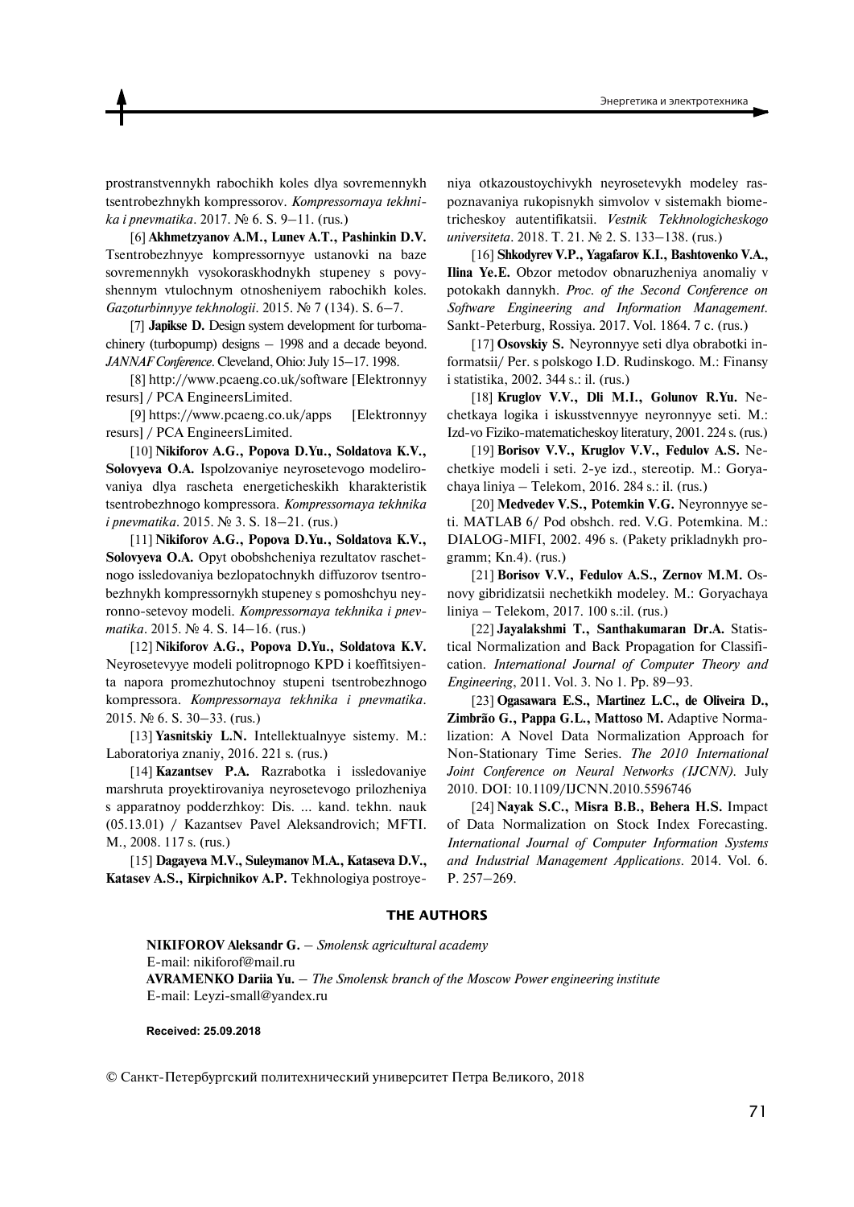prostranstvennykh rabochikh koles dlya sovremennykh tsentrobezhnykh kompressorov. *Kompressornaya tekhnika i pnevmatika*. 2017. № 6. S. 9–11. (rus.)

[6] **Akhmetzyanov A.M., Lunev A.T., Pashinkin D.V.** Tsentrobezhnyye kompressornyye ustanovki na baze sovremennykh vysokoraskhodnykh stupeney s povyshennym vtulochnym otnosheniyem rabochikh koles. *Gazoturbinnyye tekhnologii*. 2015. № 7 (134). S. 6–7.

[7] **Japikse D.** Design system development for turbomachinery (turbopump) designs – 1998 and a decade beyond. *JANNAF Conference*. Cleveland, Ohio: July 15–17. 1998.

[8] http://www.pcaeng.co.uk/software [Elektronnyy resurs] / PCA EngineersLimited.

[9] https://www.pcaeng.co.uk/apps [Elektronnyy resurs] / PCA EngineersLimited.

[10] **Nikiforov A.G., Popova D.Yu., Soldatova K.V., Solovyeva O.A.** Ispolzovaniye neyrosetevogo modelirovaniya dlya rascheta energeticheskikh kharakteristik tsentrobezhnogo kompressora. *Kompressornaya tekhnika i pnevmatika*. 2015. № 3. S. 18–21. (rus.)

[11] **Nikiforov A.G., Popova D.Yu., Soldatova K.V., Solovyeva O.A.** Opyt obobshcheniya rezultatov raschetnogo issledovaniya bezlopatochnykh diffuzorov tsentrobezhnykh kompressornykh stupeney s pomoshchyu neyronno-setevoy modeli. *Kompressornaya tekhnika i pnevmatika*. 2015. № 4. S. 14–16. (rus.)

[12] **Nikiforov A.G., Popova D.Yu., Soldatova K.V.** Neyrosetevyye modeli politropnogo KPD i koeffitsiyenta napora promezhutochnoy stupeni tsentrobezhnogo kompressora. *Kompressornaya tekhnika i pnevmatika*. 2015. № 6. S. 30–33. (rus.)

[13] **Yasnitskiy L.N.** Intellektualnyye sistemy. M.: Laboratoriya znaniy, 2016. 221 s. (rus.)

[14] **Kazantsev P.A.** Razrabotka i issledovaniye marshruta proyektirovaniya neyrosetevogo prilozheniya s apparatnoy podderzhkoy: Dis. ... kand. tekhn. nauk (05.13.01) / Kazantsev Pavel Aleksandrovich; MFTI. M., 2008. 117 s. (rus.)

[15] **Dagayeva M.V., Suleymanov M.A., Kataseva D.V., Katasev A.S., Kirpichnikov A.P.** Tekhnologiya postroyeniya otkazoustoychivykh neyrosetevykh modeley raspoznavaniya rukopisnykh simvolov v sistemakh biometricheskoy autentifikatsii. *Vestnik Tekhnologicheskogo universiteta*. 2018. T. 21. № 2. S. 133–138. (rus.)

[16] **Shkodyrev V.P., Yagafarov K.I., Bashtovenko V.A., Ilina Ye.E.** Obzor metodov obnaruzheniya anomaliy v potokakh dannykh. *Proc. of the Second Conference on Software Engineering and Information Management*. Sankt-Peterburg, Rossiya. 2017. Vol. 1864. 7 c. (rus.)

[17] **Osovskiy S.** Neyronnyye seti dlya obrabotki informatsii/ Per. s polskogo I.D. Rudinskogo. M.: Finansy i statistika, 2002. 344 s.: il. (rus.)

[18] **Kruglov V.V., Dli M.I., Golunov R.Yu.** Nechetkaya logika i iskusstvennyye neyronnyye seti. M.: Izd-vo Fiziko-matematicheskoy literatury, 2001. 224 s. (rus.)

[19] **Borisov V.V., Kruglov V.V., Fedulov A.S.** Nechetkiye modeli i seti. 2-ye izd., stereotip. M.: Goryachaya liniya – Telekom, 2016. 284 s.: il. (rus.)

[20] **Medvedev V.S., Potemkin V.G.** Neyronnyye seti. MATLAB 6/ Pod obshch. red. V.G. Potemkina. M.: DIALOG-MIFI, 2002. 496 s. (Pakety prikladnykh programm; Kn.4). (rus.)

[21] **Borisov V.V., Fedulov A.S., Zernov M.M.** Osnovy gibridizatsii nechetkikh modeley. M.: Goryachaya liniya – Telekom, 2017. 100 s.:il. (rus.)

[22] **Jayalakshmi T., Santhakumaran Dr.A.** Statistical Normalization and Back Propagation for Classification. *International Journal of Computer Theory and Engineering*, 2011. Vol. 3. No 1. Pp. 89–93.

[23] **Ogasawara E.S., Martinez L.C., de Oliveira D., Zimbrão G., Pappa G.L., Mattoso M.** Adaptive Normalization: A Novel Data Normalization Approach for Non-Stationary Time Series. *The 2010 International Joint Conference on Neural Networks (IJCNN)*. July 2010. DOI: 10.1109/IJCNN.2010.5596746

[24] **Nayak S.C., Misra B.B., Behera H.S.** Impact of Data Normalization on Stock Index Forecasting. *International Journal of Computer Information Systems and Industrial Management Applications*. 2014. Vol. 6. P. 257–269.

## THE AUTHORS

**NIKIFOROV Aleksandr G.** – *Smolensk agricultural academy*
E-mail: nikiforof@mail.ru

**AVRAMENKO Dariia Yu.** – *The Smolensk branch of the Moscow Power engineering institute*
E-mail: Leyzi-small@yandex.ru

**Received: 25.09.2018**

© Санкт-Петербургский политехнический университет Петра Великого, 2018